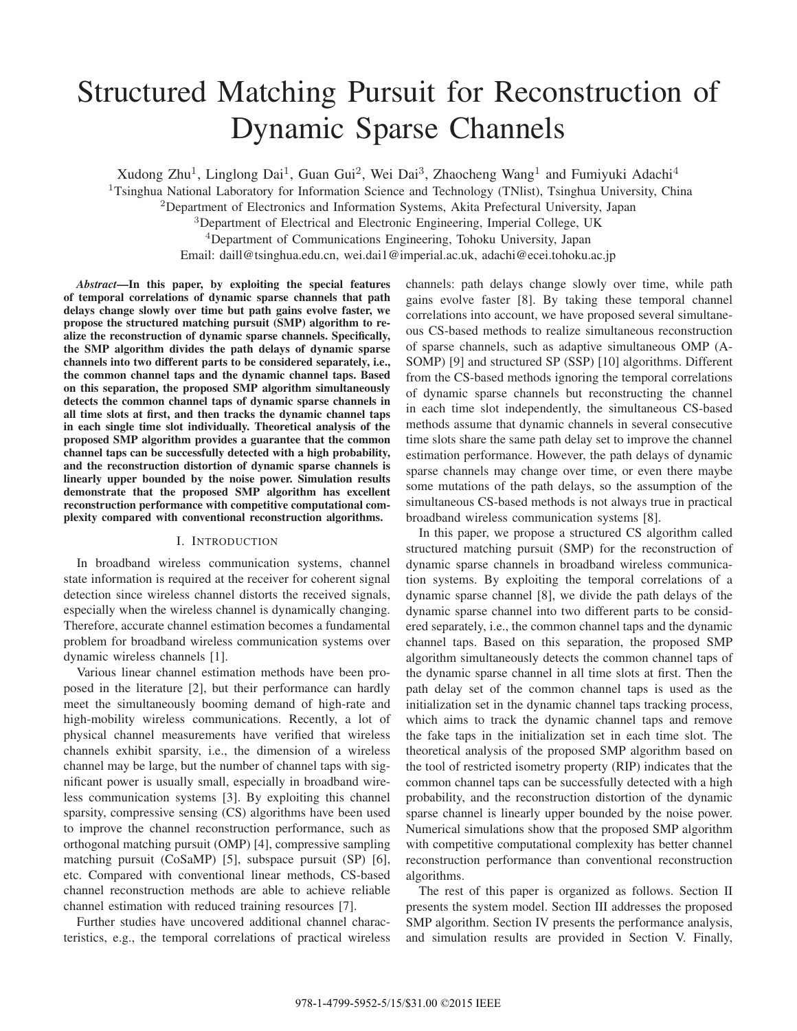# Structured Matching Pursuit for Reconstruction of Dynamic Sparse Channels

Xudong Zhu[1], Linglong Dai[1], Guan Gui[2], Wei Dai[3], Zhaocheng Wang[1] and Fumiyuki Adachi[4]

[1]Tsinghua National Laboratory for Information Science and Technology (TNlist), Tsinghua University, China

[2]Department of Electronics and Information Systems, Akita Prefectural University, Japan

[3]Department of Electrical and Electronic Engineering, Imperial College, UK

[4]Department of Communications Engineering, Tohoku University, Japan

Email: daill@tsinghua.edu.cn, wei.dai1@imperial.ac.uk, adachi@ecei.tohoku.ac.jp

***Abstract*—In this paper, by exploiting the special features of temporal correlations of dynamic sparse channels that path delays change slowly over time but path gains evolve faster, we propose the structured matching pursuit (SMP) algorithm to realize the reconstruction of dynamic sparse channels. Specifically, the SMP algorithm divides the path delays of dynamic sparse channels into two different parts to be considered separately, i.e., the common channel taps and the dynamic channel taps. Based on this separation, the proposed SMP algorithm simultaneously detects the common channel taps of dynamic sparse channels in all time slots at first, and then tracks the dynamic channel taps in each single time slot individually. Theoretical analysis of the proposed SMP algorithm provides a guarantee that the common channel taps can be successfully detected with a high probability, and the reconstruction distortion of dynamic sparse channels is linearly upper bounded by the noise power. Simulation results demonstrate that the proposed SMP algorithm has excellent reconstruction performance with competitive computational complexity compared with conventional reconstruction algorithms.**

## I. Introduction

In broadband wireless communication systems, channel state information is required at the receiver for coherent signal detection since wireless channel distorts the received signals, especially when the wireless channel is dynamically changing. Therefore, accurate channel estimation becomes a fundamental problem for broadband wireless communication systems over dynamic wireless channels [1].

Various linear channel estimation methods have been proposed in the literature [2], but their performance can hardly meet the simultaneously booming demand of high-rate and high-mobility wireless communications. Recently, a lot of physical channel measurements have verified that wireless channels exhibit sparsity, i.e., the dimension of a wireless channel may be large, but the number of channel taps with significant power is usually small, especially in broadband wireless communication systems [3]. By exploiting this channel sparsity, compressive sensing (CS) algorithms have been used to improve the channel reconstruction performance, such as orthogonal matching pursuit (OMP) [4], compressive sampling matching pursuit (CoSaMP) [5], subspace pursuit (SP) [6], etc. Compared with conventional linear methods, CS-based channel reconstruction methods are able to achieve reliable channel estimation with reduced training resources [7].

Further studies have uncovered additional channel characteristics, e.g., the temporal correlations of practical wireless channels: path delays change slowly over time, while path gains evolve faster [8]. By taking these temporal channel correlations into account, we have proposed several simultaneous CS-based methods to realize simultaneous reconstruction of sparse channels, such as adaptive simultaneous OMP (A-SOMP) [9] and structured SP (SSP) [10] algorithms. Different from the CS-based methods ignoring the temporal correlations of dynamic sparse channels but reconstructing the channel in each time slot independently, the simultaneous CS-based methods assume that dynamic channels in several consecutive time slots share the same path delay set to improve the channel estimation performance. However, the path delays of dynamic sparse channels may change over time, or even there maybe some mutations of the path delays, so the assumption of the simultaneous CS-based methods is not always true in practical broadband wireless communication systems [8].

In this paper, we propose a structured CS algorithm called structured matching pursuit (SMP) for the reconstruction of dynamic sparse channels in broadband wireless communication systems. By exploiting the temporal correlations of a dynamic sparse channel [8], we divide the path delays of the dynamic sparse channel into two different parts to be considered separately, i.e., the common channel taps and the dynamic channel taps. Based on this separation, the proposed SMP algorithm simultaneously detects the common channel taps of the dynamic sparse channel in all time slots at first. Then the path delay set of the common channel taps is used as the initialization set in the dynamic channel taps tracking process, which aims to track the dynamic channel taps and remove the fake taps in the initialization set in each time slot. The theoretical analysis of the proposed SMP algorithm based on the tool of restricted isometry property (RIP) indicates that the common channel taps can be successfully detected with a high probability, and the reconstruction distortion of the dynamic sparse channel is linearly upper bounded by the noise power. Numerical simulations show that the proposed SMP algorithm with competitive computational complexity has better channel reconstruction performance than conventional reconstruction algorithms.

The rest of this paper is organized as follows. Section II presents the system model. Section III addresses the proposed SMP algorithm. Section IV presents the performance analysis, and simulation results are provided in Section V. Finally,

978-1-4799-5952-5/15/$31.00 ©2015 IEEE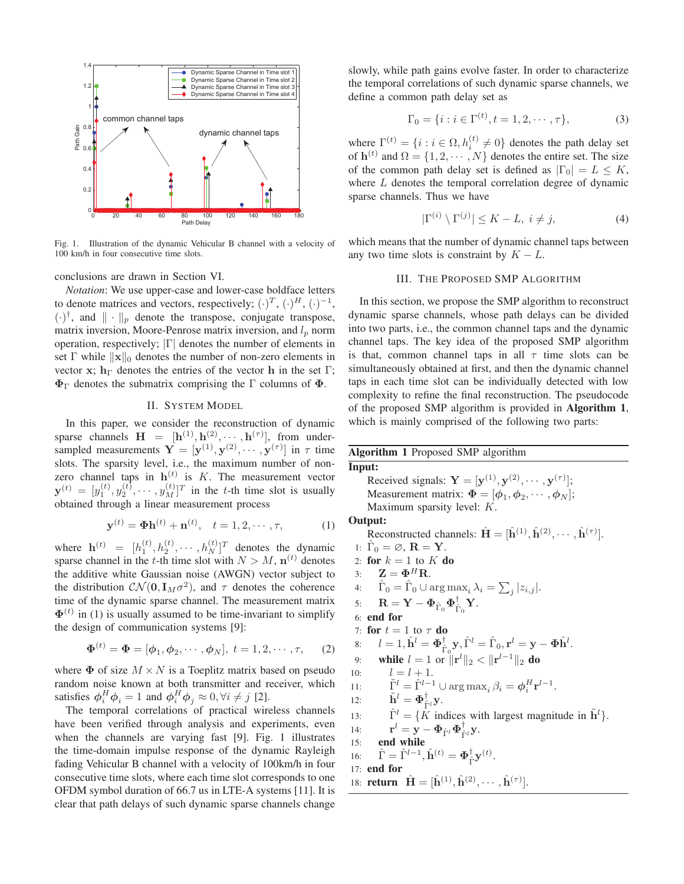Fig. 1. Illustration of the dynamic Vehicular B channel with a velocity of 100 km/h in four consecutive time slots.

conclusions are drawn in Section VI.

*Notation*: We use upper-case and lower-case boldface letters to denote matrices and vectors, respectively; $(\cdot)^T$, $(\cdot)^H$, $(\cdot)^{-1}$, $(\cdot)^\dagger$, and $\|\cdot\|_p$ denote the transpose, conjugate transpose, matrix inversion, Moore-Penrose matrix inversion, and $l_p$ norm operation, respectively; $|\Gamma|$ denotes the number of elements in set $\Gamma$ while $\|\mathbf{x}\|_0$ denotes the number of non-zero elements in vector $\mathbf{x}$; $\mathbf{h}_\Gamma$ denotes the entries of the vector $\mathbf{h}$ in the set $\Gamma$; $\mathbf{\Phi}_\Gamma$ denotes the submatrix comprising the $\Gamma$ columns of $\mathbf{\Phi}$.

## II. System Model

In this paper, we consider the reconstruction of dynamic sparse channels $\mathbf{H} = [\mathbf{h}^{(1)}, \mathbf{h}^{(2)}, \cdots, \mathbf{h}^{(\tau)}]$, from under-sampled measurements $\mathbf{Y} = [\mathbf{y}^{(1)}, \mathbf{y}^{(2)}, \cdots, \mathbf{y}^{(\tau)}]$ in $\tau$ time slots. The sparsity level, i.e., the maximum number of non-zero channel taps in $\mathbf{h}^{(t)}$ is $K$. The measurement vector $\mathbf{y}^{(t)} = [y_1^{(t)}, y_2^{(t)}, \cdots, y_M^{(t)}]^T$ in the $t$-th time slot is usually obtained through a linear measurement process

$$\mathbf{y}^{(t)} = \mathbf{\Phi}\mathbf{h}^{(t)} + \mathbf{n}^{(t)}, \quad t = 1, 2, \cdots, \tau, \tag{1}$$

where $\mathbf{h}^{(t)} = [h_1^{(t)}, h_2^{(t)}, \cdots, h_N^{(t)}]^T$ denotes the dynamic sparse channel in the $t$-th time slot with $N > M$, $\mathbf{n}^{(t)}$ denotes the additive white Gaussian noise (AWGN) vector subject to the distribution $\mathcal{CN}(\mathbf{0}, \mathbf{I}_M\sigma^2)$, and $\tau$ denotes the coherence time of the dynamic sparse channel. The measurement matrix $\mathbf{\Phi}^{(t)}$ in (1) is usually assumed to be time-invariant to simplify the design of communication systems [9]:

$$\mathbf{\Phi}^{(t)} = \mathbf{\Phi} = [\boldsymbol{\phi}_1, \boldsymbol{\phi}_2, \cdots, \boldsymbol{\phi}_N], \ t = 1, 2, \cdots, \tau, \tag{2}$$

where $\mathbf{\Phi}$ of size $M \times N$ is a Toeplitz matrix based on pseudo random noise known at both transmitter and receiver, which satisfies $\boldsymbol{\phi}_i^H \boldsymbol{\phi}_i = 1$ and $\boldsymbol{\phi}_i^H \boldsymbol{\phi}_j \approx 0, \forall i \neq j$ [2].

The temporal correlations of practical wireless channels have been verified through analysis and experiments, even when the channels are varying fast [9]. Fig. 1 illustrates the time-domain impulse response of the dynamic Rayleigh fading Vehicular B channel with a velocity of 100km/h in four consecutive time slots, where each time slot corresponds to one OFDM symbol duration of 66.7 us in LTE-A systems [11]. It is clear that path delays of such dynamic sparse channels change slowly, while path gains evolve faster. In order to characterize the temporal correlations of such dynamic sparse channels, we define a common path delay set as

$$\Gamma_0 = \{i : i \in \Gamma^{(t)}, t = 1, 2, \cdots, \tau\}, \tag{3}$$

where $\Gamma^{(t)} = \{i : i \in \Omega, h_i^{(t)} \neq 0\}$ denotes the path delay set of $\mathbf{h}^{(t)}$ and $\Omega = \{1, 2, \cdots, N\}$ denotes the entire set. The size of the common path delay set is defined as $|\Gamma_0| = L \leq K$, where $L$ denotes the temporal correlation degree of dynamic sparse channels. Thus we have

$$|\Gamma^{(i)} \setminus \Gamma^{(j)}| \leq K - L, \ i \neq j, \tag{4}$$

which means that the number of dynamic channel taps between any two time slots is constraint by $K - L$.

## III. The Proposed SMP Algorithm

In this section, we propose the SMP algorithm to reconstruct dynamic sparse channels, whose path delays can be divided into two parts, i.e., the common channel taps and the dynamic channel taps. The key idea of the proposed SMP algorithm is that, common channel taps in all $\tau$ time slots can be simultaneously obtained at first, and then the dynamic channel taps in each time slot can be individually detected with low complexity to refine the final reconstruction. The pseudocode of the proposed SMP algorithm is provided in **Algorithm 1**, which is mainly comprised of the following two parts:

**Algorithm 1** Proposed SMP algorithm

**Input:**
Received signals: $\mathbf{Y} = [\mathbf{y}^{(1)}, \mathbf{y}^{(2)}, \cdots, \mathbf{y}^{(\tau)}]$;
Measurement matrix: $\mathbf{\Phi} = [\boldsymbol{\phi}_1, \boldsymbol{\phi}_2, \cdots, \boldsymbol{\phi}_N]$;
Maximum sparsity level: $K$.

**Output:**
Reconstructed channels: $\hat{\mathbf{H}} = [\hat{\mathbf{h}}^{(1)}, \hat{\mathbf{h}}^{(2)}, \cdots, \hat{\mathbf{h}}^{(\tau)}]$.

1: $\hat{\Gamma}_0 = \varnothing$, $\mathbf{R} = \mathbf{Y}$.
2: **for** $k = 1$ to $K$ **do**
3: $\quad \mathbf{Z} = \mathbf{\Phi}^H \mathbf{R}$.
4: $\quad \hat{\Gamma}_0 = \hat{\Gamma}_0 \cup \arg\max_i \lambda_i = \sum_j |z_{i,j}|$.
5: $\quad \mathbf{R} = \mathbf{Y} - \mathbf{\Phi}_{\hat{\Gamma}_0} \mathbf{\Phi}_{\hat{\Gamma}_0}^\dagger \mathbf{Y}$.
6: **end for**
7: **for** $t = 1$ to $\tau$ **do**
8: $\quad l = 1, \hat{\mathbf{h}}^l = \mathbf{\Phi}_{\hat{\Gamma}_0}^\dagger \mathbf{y}, \hat{\Gamma}^l = \hat{\Gamma}_0, \mathbf{r}^l = \mathbf{y} - \mathbf{\Phi}\hat{\mathbf{h}}^l$.
9: $\quad$ **while** $l = 1$ or $\|\mathbf{r}^l\|_2 < \|\mathbf{r}^{l-1}\|_2$ **do**
10: $\quad\quad l = l + 1$.
11: $\quad\quad \tilde{\Gamma}^l = \hat{\Gamma}^{l-1} \cup \arg\max_i \beta_i = \boldsymbol{\phi}_i^H \mathbf{r}^{l-1}$.
12: $\quad\quad \tilde{\mathbf{h}}^l = \mathbf{\Phi}_{\tilde{\Gamma}^l}^\dagger \mathbf{y}$.
13: $\quad\quad \hat{\Gamma}^l = \{K \text{ indices with largest magnitude in } \tilde{\mathbf{h}}^l\}$.
14: $\quad\quad \mathbf{r}^l = \mathbf{y} - \mathbf{\Phi}_{\hat{\Gamma}^l} \mathbf{\Phi}_{\hat{\Gamma}^l}^\dagger \mathbf{y}$.
15: $\quad$ **end while**
16: $\quad \hat{\Gamma} = \hat{\Gamma}^{l-1}, \hat{\mathbf{h}}^{(t)} = \mathbf{\Phi}_{\hat{\Gamma}}^\dagger \mathbf{y}^{(t)}$.
17: **end for**
18: **return** $\hat{\mathbf{H}} = [\hat{\mathbf{h}}^{(1)}, \hat{\mathbf{h}}^{(2)}, \cdots, \hat{\mathbf{h}}^{(\tau)}]$.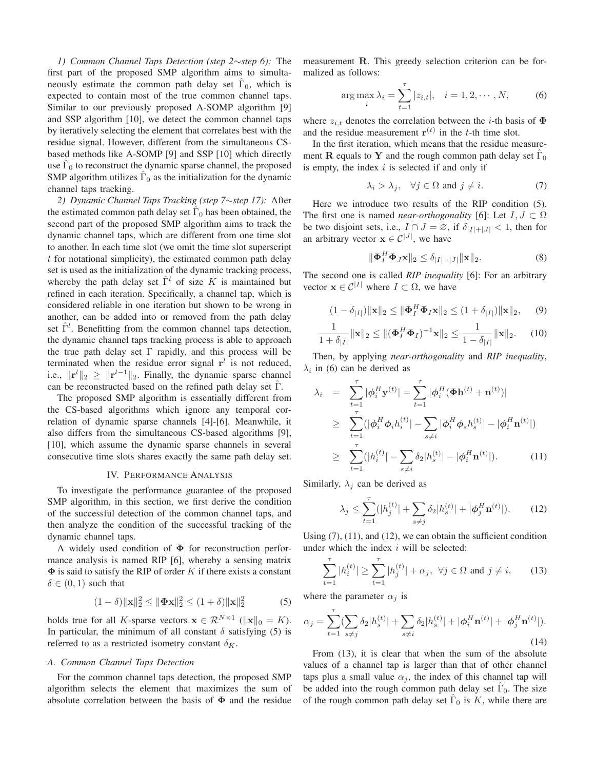*1) Common Channel Taps Detection (step 2∼step 6):* The first part of the proposed SMP algorithm aims to simultaneously estimate the common path delay set $\hat{\Gamma}_0$, which is expected to contain most of the true common channel taps. Similar to our previously proposed A-SOMP algorithm [9] and SSP algorithm [10], we detect the common channel taps by iteratively selecting the element that correlates best with the residue signal. However, different from the simultaneous CS-based methods like A-SOMP [9] and SSP [10] which directly use $\hat{\Gamma}_0$ to reconstruct the dynamic sparse channel, the proposed SMP algorithm utilizes $\hat{\Gamma}_0$ as the initialization for the dynamic channel taps tracking.

*2) Dynamic Channel Taps Tracking (step 7∼step 17):* After the estimated common path delay set $\hat{\Gamma}_0$ has been obtained, the second part of the proposed SMP algorithm aims to track the dynamic channel taps, which are different from one time slot to another. In each time slot (we omit the time slot superscript $t$ for notational simplicity), the estimated common path delay set is used as the initialization of the dynamic tracking process, whereby the path delay set $\hat{\Gamma}^l$ of size $K$ is maintained but refined in each iteration. Specifically, a channel tap, which is considered reliable in one iteration but shown to be wrong in another, can be added into or removed from the path delay set $\hat{\Gamma}^l$. Benefitting from the common channel taps detection, the dynamic channel taps tracking process is able to approach the true path delay set $\Gamma$ rapidly, and this process will be terminated when the residue error signal $\mathbf{r}^l$ is not reduced, i.e., $\|\mathbf{r}^l\|_2 \geq \|\mathbf{r}^{l-1}\|_2$. Finally, the dynamic sparse channel can be reconstructed based on the refined path delay set $\hat{\Gamma}$.

The proposed SMP algorithm is essentially different from the CS-based algorithms which ignore any temporal correlation of dynamic sparse channels [4]-[6]. Meanwhile, it also differs from the simultaneous CS-based algorithms [9], [10], which assume the dynamic sparse channels in several consecutive time slots shares exactly the same path delay set.

## IV. Performance Analysis

To investigate the performance guarantee of the proposed SMP algorithm, in this section, we first derive the condition of the successful detection of the common channel taps, and then analyze the condition of the successful tracking of the dynamic channel taps.

A widely used condition of $\mathbf{\Phi}$ for reconstruction performance analysis is named RIP [6], whereby a sensing matrix $\mathbf{\Phi}$ is said to satisfy the RIP of order $K$ if there exists a constant $\delta \in (0,1)$ such that

$$(1-\delta)\|\mathbf{x}\|_2^2 \leq \|\mathbf{\Phi}\mathbf{x}\|_2^2 \leq (1+\delta)\|\mathbf{x}\|_2^2 \tag{5}$$

holds true for all $K$-sparse vectors $\mathbf{x} \in \mathcal{R}^{N\times 1}$ ($\|\mathbf{x}\|_0 = K$). In particular, the minimum of all constant $\delta$ satisfying (5) is referred to as a restricted isometry constant $\delta_K$.

### A. Common Channel Taps Detection

For the common channel taps detection, the proposed SMP algorithm selects the element that maximizes the sum of absolute correlation between the basis of $\mathbf{\Phi}$ and the residue measurement $\mathbf{R}$. This greedy selection criterion can be formalized as follows:

$$\arg\max_i \lambda_i = \sum_{t=1}^{\tau} |z_{i,t}|, \quad i = 1, 2, \cdots, N, \tag{6}$$

where $z_{i,t}$ denotes the correlation between the $i$-th basis of $\mathbf{\Phi}$ and the residue measurement $\mathbf{r}^{(t)}$ in the $t$-th time slot.

In the first iteration, which means that the residue measurement $\mathbf{R}$ equals to $\mathbf{Y}$ and the rough common path delay set $\hat{\Gamma}_0$ is empty, the index $i$ is selected if and only if

$$\lambda_i > \lambda_j, \quad \forall j \in \Omega \text{ and } j \neq i. \tag{7}$$

Here we introduce two results of the RIP condition (5). The first one is named *near-orthogonality* [6]: Let $I, J \subset \Omega$ be two disjoint sets, i.e., $I \cap J = \varnothing$, if $\delta_{|I|+|J|} < 1$, then for an arbitrary vector $\mathbf{x} \in \mathcal{C}^{|J|}$, we have

$$\|\mathbf{\Phi}_I^H \mathbf{\Phi}_J \mathbf{x}\|_2 \leq \delta_{|I|+|J|}\|\mathbf{x}\|_2. \tag{8}$$

The second one is called *RIP inequality* [6]: For an arbitrary vector $\mathbf{x} \in \mathcal{C}^{|I|}$ where $I \subset \Omega$, we have

$$(1-\delta_{|I|})\|\mathbf{x}\|_2 \leq \|\mathbf{\Phi}_I^H \mathbf{\Phi}_I \mathbf{x}\|_2 \leq (1+\delta_{|I|})\|\mathbf{x}\|_2, \tag{9}$$

$$\frac{1}{1+\delta_{|I|}}\|\mathbf{x}\|_2 \leq \|(\mathbf{\Phi}_I^H \mathbf{\Phi}_I)^{-1}\mathbf{x}\|_2 \leq \frac{1}{1-\delta_{|I|}}\|\mathbf{x}\|_2. \tag{10}$$

Then, by applying *near-orthogonality* and *RIP inequality*, $\lambda_i$ in (6) can be derived as

$$\begin{aligned}
\lambda_i &= \sum_{t=1}^{\tau} |\boldsymbol{\phi}_i^H \mathbf{y}^{(t)}| = \sum_{t=1}^{\tau} |\boldsymbol{\phi}_i^H(\mathbf{\Phi}\mathbf{h}^{(t)} + \mathbf{n}^{(t)})| \\
&\geq \sum_{t=1}^{\tau} (|\boldsymbol{\phi}_i^H \boldsymbol{\phi}_i h_i^{(t)}| - \sum_{s\neq i} |\boldsymbol{\phi}_i^H \boldsymbol{\phi}_s h_s^{(t)}| - |\boldsymbol{\phi}_i^H \mathbf{n}^{(t)}|) \\
&\geq \sum_{t=1}^{\tau} (|h_i^{(t)}| - \sum_{s\neq i} \delta_2 |h_s^{(t)}| - |\boldsymbol{\phi}_i^H \mathbf{n}^{(t)}|).
\end{aligned} \tag{11}$$

Similarly, $\lambda_j$ can be derived as

$$\lambda_j \leq \sum_{t=1}^{\tau} (|h_j^{(t)}| + \sum_{s\neq j} \delta_2 |h_s^{(t)}| + |\boldsymbol{\phi}_j^H \mathbf{n}^{(t)}|). \tag{12}$$

Using (7), (11), and (12), we can obtain the sufficient condition under which the index $i$ will be selected:

$$\sum_{t=1}^{\tau} |h_i^{(t)}| \geq \sum_{t=1}^{\tau} |h_j^{(t)}| + \alpha_j, \ \forall j \in \Omega \text{ and } j \neq i, \tag{13}$$

where the parameter $\alpha_j$ is

$$\alpha_j = \sum_{t=1}^{\tau} (\sum_{s\neq j} \delta_2 |h_s^{(t)}| + \sum_{s\neq i} \delta_2 |h_s^{(t)}| + |\boldsymbol{\phi}_i^H \mathbf{n}^{(t)}| + |\boldsymbol{\phi}_j^H \mathbf{n}^{(t)}|). \tag{14}$$

From (13), it is clear that when the sum of the absolute values of a channel tap is larger than that of other channel taps plus a small value $\alpha_j$, the index of this channel tap will be added into the rough common path delay set $\hat{\Gamma}_0$. The size of the rough common path delay set $\hat{\Gamma}_0$ is $K$, while there are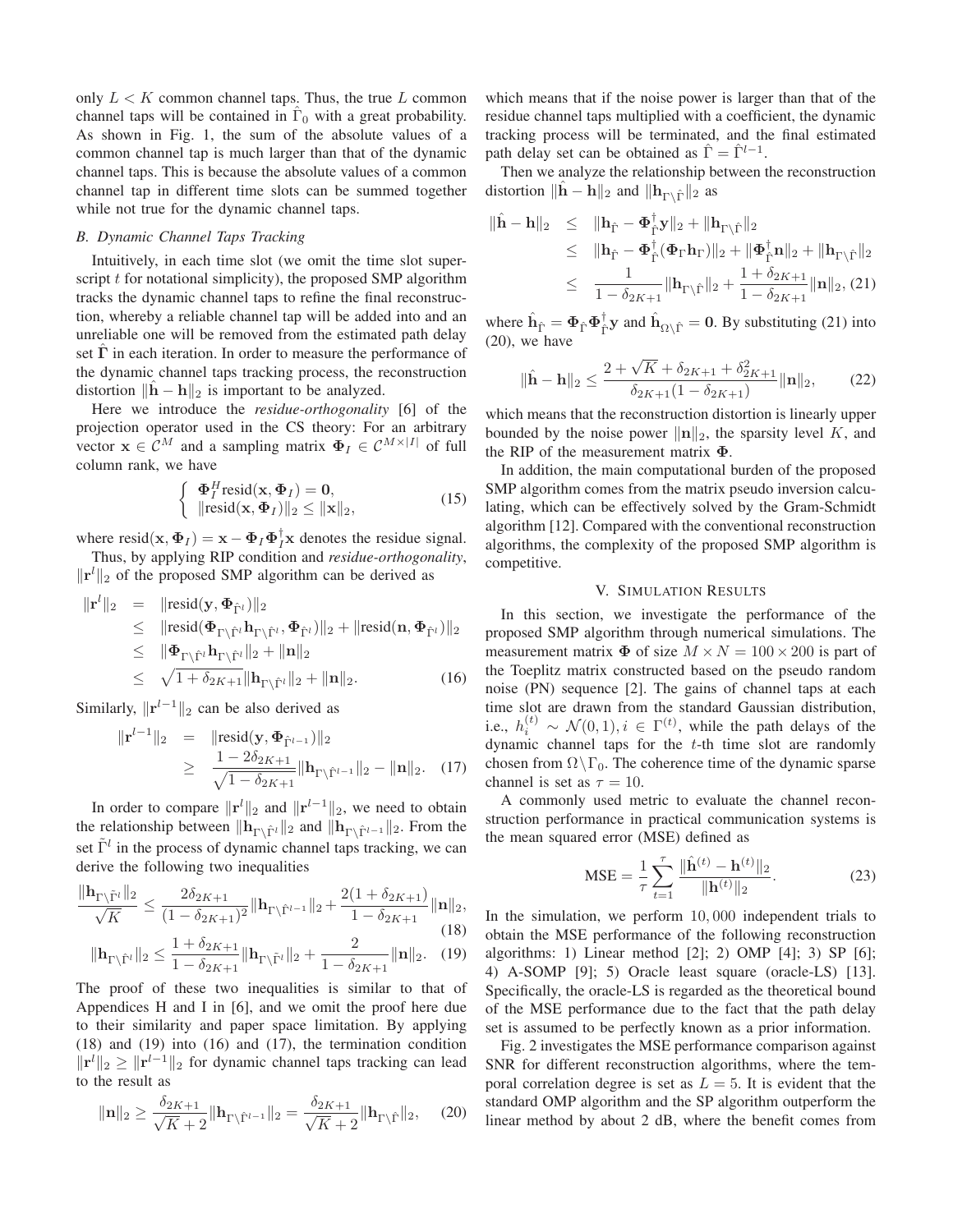only $L < K$ common channel taps. Thus, the true $L$ common channel taps will be contained in $\hat{\Gamma}_0$ with a great probability. As shown in Fig. 1, the sum of the absolute values of a common channel tap is much larger than that of the dynamic channel taps. This is because the absolute values of a common channel tap in different time slots can be summed together while not true for the dynamic channel taps.

### B. Dynamic Channel Taps Tracking

Intuitively, in each time slot (we omit the time slot superscript $t$ for notational simplicity), the proposed SMP algorithm tracks the dynamic channel taps to refine the final reconstruction, whereby a reliable channel tap will be added into and an unreliable one will be removed from the estimated path delay set $\hat{\Gamma}$ in each iteration. In order to measure the performance of the dynamic channel taps tracking process, the reconstruction distortion $\|\hat{\mathbf{h}} - \mathbf{h}\|_2$ is important to be analyzed.

Here we introduce the *residue-orthogonality* [6] of the projection operator used in the CS theory: For an arbitrary vector $\mathbf{x} \in \mathcal{C}^M$ and a sampling matrix $\mathbf{\Phi}_I \in \mathcal{C}^{M\times|I|}$ of full column rank, we have

$$\begin{cases} \mathbf{\Phi}_I^H \text{resid}(\mathbf{x}, \mathbf{\Phi}_I) = \mathbf{0}, \\ \|\text{resid}(\mathbf{x}, \mathbf{\Phi}_I)\|_2 \leq \|\mathbf{x}\|_2, \end{cases} \tag{15}$$

where $\text{resid}(\mathbf{x}, \mathbf{\Phi}_I) = \mathbf{x} - \mathbf{\Phi}_I \mathbf{\Phi}_I^{\dagger} \mathbf{x}$ denotes the residue signal.

Thus, by applying RIP condition and *residue-orthogonality*, $\|\mathbf{r}^l\|_2$ of the proposed SMP algorithm can be derived as

$$\begin{aligned} \|\mathbf{r}^l\|_2 &= \|\text{resid}(\mathbf{y}, \mathbf{\Phi}_{\hat{\Gamma}^l})\|_2 \\ &\leq \|\text{resid}(\mathbf{\Phi}_{\Gamma\setminus\hat{\Gamma}^l}\mathbf{h}_{\Gamma\setminus\hat{\Gamma}^l}, \mathbf{\Phi}_{\hat{\Gamma}^l})\|_2 + \|\text{resid}(\mathbf{n}, \mathbf{\Phi}_{\hat{\Gamma}^l})\|_2 \\ &\leq \|\mathbf{\Phi}_{\Gamma\setminus\hat{\Gamma}^l}\mathbf{h}_{\Gamma\setminus\hat{\Gamma}^l}\|_2 + \|\mathbf{n}\|_2 \\ &\leq \sqrt{1+\delta_{2K+1}}\|\mathbf{h}_{\Gamma\setminus\hat{\Gamma}^l}\|_2 + \|\mathbf{n}\|_2. \end{aligned} \tag{16}$$

Similarly, $\|\mathbf{r}^{l-1}\|_2$ can be also derived as

$$\begin{aligned} \|\mathbf{r}^{l-1}\|_2 &= \|\text{resid}(\mathbf{y}, \mathbf{\Phi}_{\hat{\Gamma}^{l-1}})\|_2 \\ &\geq \frac{1-2\delta_{2K+1}}{\sqrt{1-\delta_{2K+1}}}\|\mathbf{h}_{\Gamma\setminus\hat{\Gamma}^{l-1}}\|_2 - \|\mathbf{n}\|_2. \end{aligned} \tag{17}$$

In order to compare $\|\mathbf{r}^l\|_2$ and $\|\mathbf{r}^{l-1}\|_2$, we need to obtain the relationship between $\|\mathbf{h}_{\Gamma\setminus\hat{\Gamma}^l}\|_2$ and $\|\mathbf{h}_{\Gamma\setminus\hat{\Gamma}^{l-1}}\|_2$. From the set $\tilde{\Gamma}^l$ in the process of dynamic channel taps tracking, we can derive the following two inequalities

$$\frac{\|\mathbf{h}_{\Gamma\setminus\tilde{\Gamma}^l}\|_2}{\sqrt{K}} \leq \frac{2\delta_{2K+1}}{(1-\delta_{2K+1})^2}\|\mathbf{h}_{\Gamma\setminus\hat{\Gamma}^{l-1}}\|_2 + \frac{2(1+\delta_{2K+1})}{1-\delta_{2K+1}}\|\mathbf{n}\|_2, \tag{18}$$

$$\|\mathbf{h}_{\Gamma\setminus\hat{\Gamma}^l}\|_2 \leq \frac{1+\delta_{2K+1}}{1-\delta_{2K+1}}\|\mathbf{h}_{\Gamma\setminus\tilde{\Gamma}^l}\|_2 + \frac{2}{1-\delta_{2K+1}}\|\mathbf{n}\|_2. \tag{19}$$

The proof of these two inequalities is similar to that of Appendices H and I in [6], and we omit the proof here due to their similarity and paper space limitation. By applying (18) and (19) into (16) and (17), the termination condition $\|\mathbf{r}^l\|_2 \geq \|\mathbf{r}^{l-1}\|_2$ for dynamic channel taps tracking can lead to the result as

$$\|\mathbf{n}\|_2 \geq \frac{\delta_{2K+1}}{\sqrt{K}+2}\|\mathbf{h}_{\Gamma\setminus\hat{\Gamma}^{l-1}}\|_2 = \frac{\delta_{2K+1}}{\sqrt{K}+2}\|\mathbf{h}_{\Gamma\setminus\hat{\Gamma}}\|_2, \tag{20}$$

which means that if the noise power is larger than that of the residue channel taps multiplied with a coefficient, the dynamic tracking process will be terminated, and the final estimated path delay set can be obtained as $\hat{\Gamma} = \hat{\Gamma}^{l-1}$.

Then we analyze the relationship between the reconstruction distortion $\|\hat{\mathbf{h}} - \mathbf{h}\|_2$ and $\|\mathbf{h}_{\Gamma\setminus\hat{\Gamma}}\|_2$ as

$$\begin{aligned} \|\hat{\mathbf{h}} - \mathbf{h}\|_2 &\leq \|\mathbf{h}_{\hat{\Gamma}} - \mathbf{\Phi}_{\hat{\Gamma}}^{\dagger}\mathbf{y}\|_2 + \|\mathbf{h}_{\Gamma\setminus\hat{\Gamma}}\|_2 \\ &\leq \|\mathbf{h}_{\hat{\Gamma}} - \mathbf{\Phi}_{\hat{\Gamma}}^{\dagger}(\mathbf{\Phi}_{\Gamma}\mathbf{h}_{\Gamma})\|_2 + \|\mathbf{\Phi}_{\hat{\Gamma}}^{\dagger}\mathbf{n}\|_2 + \|\mathbf{h}_{\Gamma\setminus\hat{\Gamma}}\|_2 \\ &\leq \frac{1}{1-\delta_{2K+1}}\|\mathbf{h}_{\Gamma\setminus\hat{\Gamma}}\|_2 + \frac{1+\delta_{2K+1}}{1-\delta_{2K+1}}\|\mathbf{n}\|_2, \end{aligned} \tag{21}$$

where $\hat{\mathbf{h}}_{\hat{\Gamma}} = \mathbf{\Phi}_{\hat{\Gamma}}\mathbf{\Phi}_{\hat{\Gamma}}^{\dagger}\mathbf{y}$ and $\hat{\mathbf{h}}_{\Omega\setminus\hat{\Gamma}} = \mathbf{0}$. By substituting (21) into (20), we have

$$\|\hat{\mathbf{h}} - \mathbf{h}\|_2 \leq \frac{2+\sqrt{K}+\delta_{2K+1}+\delta_{2K+1}^2}{\delta_{2K+1}(1-\delta_{2K+1})}\|\mathbf{n}\|_2, \tag{22}$$

which means that the reconstruction distortion is linearly upper bounded by the noise power $\|\mathbf{n}\|_2$, the sparsity level $K$, and the RIP of the measurement matrix $\mathbf{\Phi}$.

In addition, the main computational burden of the proposed SMP algorithm comes from the matrix pseudo inversion calculating, which can be effectively solved by the Gram-Schmidt algorithm [12]. Compared with the conventional reconstruction algorithms, the complexity of the proposed SMP algorithm is competitive.

## V. Simulation Results

In this section, we investigate the performance of the proposed SMP algorithm through numerical simulations. The measurement matrix $\mathbf{\Phi}$ of size $M \times N = 100 \times 200$ is part of the Toeplitz matrix constructed based on the pseudo random noise (PN) sequence [2]. The gains of channel taps at each time slot are drawn from the standard Gaussian distribution, i.e., $h_i^{(t)} \sim \mathcal{N}(0,1), i \in \Gamma^{(t)}$, while the path delays of the dynamic channel taps for the $t$-th time slot are randomly chosen from $\Omega\setminus\Gamma_0$. The coherence time of the dynamic sparse channel is set as $\tau = 10$.

A commonly used metric to evaluate the channel reconstruction performance in practical communication systems is the mean squared error (MSE) defined as

$$\text{MSE} = \frac{1}{\tau}\sum_{t=1}^{\tau}\frac{\|\hat{\mathbf{h}}^{(t)} - \mathbf{h}^{(t)}\|_2}{\|\mathbf{h}^{(t)}\|_2}. \tag{23}$$

In the simulation, we perform $10,000$ independent trials to obtain the MSE performance of the following reconstruction algorithms: 1) Linear method [2]; 2) OMP [4]; 3) SP [6]; 4) A-SOMP [9]; 5) Oracle least square (oracle-LS) [13]. Specifically, the oracle-LS is regarded as the theoretical bound of the MSE performance due to the fact that the path delay set is assumed to be perfectly known as a prior information.

Fig. 2 investigates the MSE performance comparison against SNR for different reconstruction algorithms, where the temporal correlation degree is set as $L = 5$. It is evident that the standard OMP algorithm and the SP algorithm outperform the linear method by about 2 dB, where the benefit comes from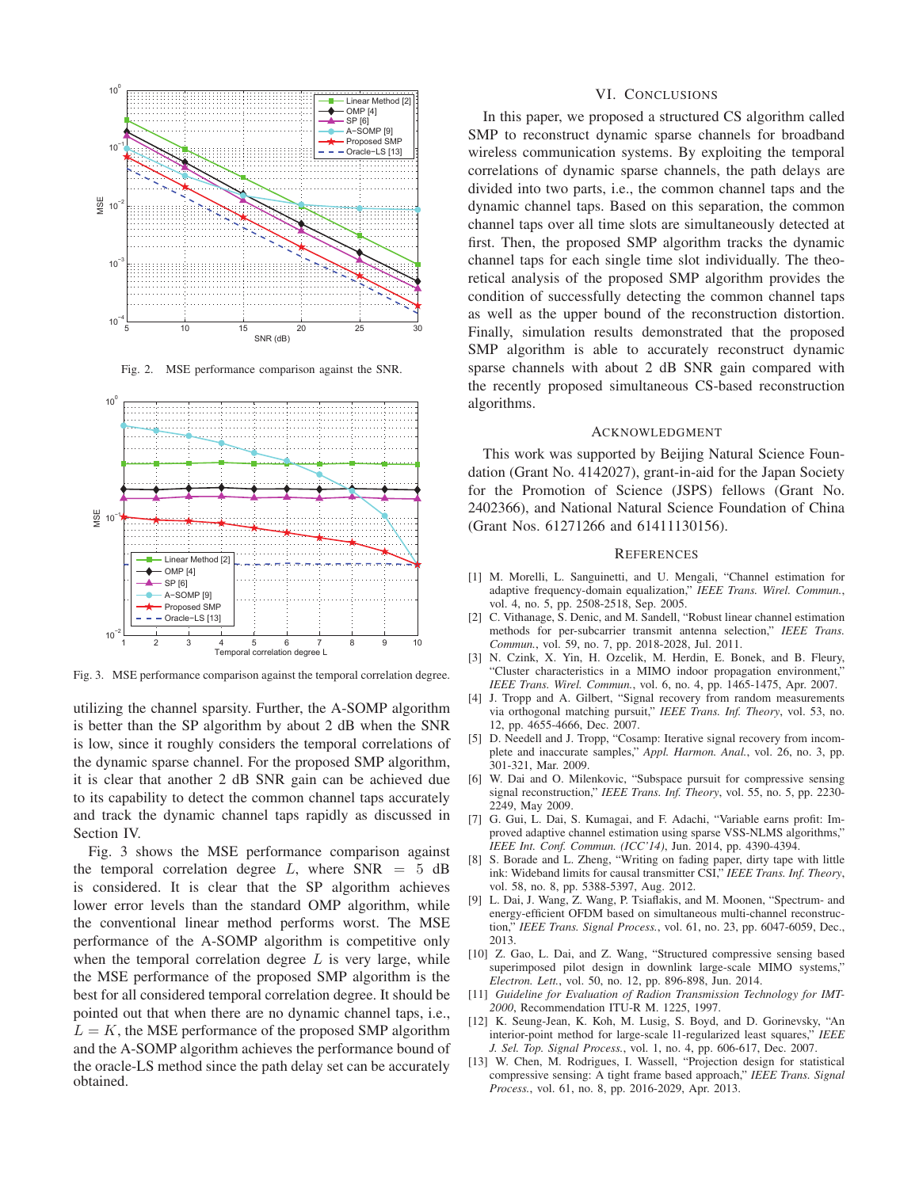$10^{0}$
$10^{-1}$
$10^{-2}$
$10^{-3}$
$10^{-4}$
MSE
5 10 15 20 25 30
SNR (dB)
Linear Method [2]
OMP [4]
SP [6]
A−SOMP [9]
Proposed SMP
Oracle−LS [13]

Fig. 2. MSE performance comparison against the SNR.

$10^{0}$
$10^{-1}$
$10^{-2}$
MSE
1 2 3 4 5 6 7 8 9 10
Temporal correlation degree L
Linear Method [2]
OMP [4]
SP [6]
A−SOMP [9]
Proposed SMP
Oracle−LS [13]

Fig. 3. MSE performance comparison against the temporal correlation degree.

utilizing the channel sparsity. Further, the A-SOMP algorithm is better than the SP algorithm by about 2 dB when the SNR is low, since it roughly considers the temporal correlations of the dynamic sparse channel. For the proposed SMP algorithm, it is clear that another 2 dB SNR gain can be achieved due to its capability to detect the common channel taps accurately and track the dynamic channel taps rapidly as discussed in Section IV.

Fig. 3 shows the MSE performance comparison against the temporal correlation degree $L$, where SNR $=$ 5 dB is considered. It is clear that the SP algorithm achieves lower error levels than the standard OMP algorithm, while the conventional linear method performs worst. The MSE performance of the A-SOMP algorithm is competitive only when the temporal correlation degree $L$ is very large, while the MSE performance of the proposed SMP algorithm is the best for all considered temporal correlation degree. It should be pointed out that when there are no dynamic channel taps, i.e., $L = K$, the MSE performance of the proposed SMP algorithm and the A-SOMP algorithm achieves the performance bound of the oracle-LS method since the path delay set can be accurately obtained.

## VI. Conclusions

In this paper, we proposed a structured CS algorithm called SMP to reconstruct dynamic sparse channels for broadband wireless communication systems. By exploiting the temporal correlations of dynamic sparse channels, the path delays are divided into two parts, i.e., the common channel taps and the dynamic channel taps. Based on this separation, the common channel taps over all time slots are simultaneously detected at first. Then, the proposed SMP algorithm tracks the dynamic channel taps for each single time slot individually. The theoretical analysis of the proposed SMP algorithm provides the condition of successfully detecting the common channel taps as well as the upper bound of the reconstruction distortion. Finally, simulation results demonstrated that the proposed SMP algorithm is able to accurately reconstruct dynamic sparse channels with about 2 dB SNR gain compared with the recently proposed simultaneous CS-based reconstruction algorithms.

## Acknowledgment

This work was supported by Beijing Natural Science Foundation (Grant No. 4142027), grant-in-aid for the Japan Society for the Promotion of Science (JSPS) fellows (Grant No. 2402366), and National Natural Science Foundation of China (Grant Nos. 61271266 and 61411130156).

## References

[1] M. Morelli, L. Sanguinetti, and U. Mengali, "Channel estimation for adaptive frequency-domain equalization," *IEEE Trans. Wirel. Commun.*, vol. 4, no. 5, pp. 2508-2518, Sep. 2005.

[2] C. Vithanage, S. Denic, and M. Sandell, "Robust linear channel estimation methods for per-subcarrier transmit antenna selection," *IEEE Trans. Commun.*, vol. 59, no. 7, pp. 2018-2028, Jul. 2011.

[3] N. Czink, X. Yin, H. Ozcelik, M. Herdin, E. Bonek, and B. Fleury, "Cluster characteristics in a MIMO indoor propagation environment," *IEEE Trans. Wirel. Commun.*, vol. 6, no. 4, pp. 1465-1475, Apr. 2007.

[4] J. Tropp and A. Gilbert, "Signal recovery from random measurements via orthogonal matching pursuit," *IEEE Trans. Inf. Theory*, vol. 53, no. 12, pp. 4655-4666, Dec. 2007.

[5] D. Needell and J. Tropp, "Cosamp: Iterative signal recovery from incomplete and inaccurate samples," *Appl. Harmon. Anal.*, vol. 26, no. 3, pp. 301-321, Mar. 2009.

[6] W. Dai and O. Milenkovic, "Subspace pursuit for compressive sensing signal reconstruction," *IEEE Trans. Inf. Theory*, vol. 55, no. 5, pp. 2230-2249, May 2009.

[7] G. Gui, L. Dai, S. Kumagai, and F. Adachi, "Variable earns profit: Improved adaptive channel estimation using sparse VSS-NLMS algorithms," *IEEE Int. Conf. Commun. (ICC'14)*, Jun. 2014, pp. 4390-4394.

[8] S. Borade and L. Zheng, "Writing on fading paper, dirty tape with little ink: Wideband limits for causal transmitter CSI," *IEEE Trans. Inf. Theory*, vol. 58, no. 8, pp. 5388-5397, Aug. 2012.

[9] L. Dai, J. Wang, Z. Wang, P. Tsiaflakis, and M. Moonen, "Spectrum- and energy-efficient OFDM based on simultaneous multi-channel reconstruction," *IEEE Trans. Signal Process.*, vol. 61, no. 23, pp. 6047-6059, Dec., 2013.

[10] Z. Gao, L. Dai, and Z. Wang, "Structured compressive sensing based superimposed pilot design in downlink large-scale MIMO systems," *Electron. Lett.*, vol. 50, no. 12, pp. 896-898, Jun. 2014.

[11] *Guideline for Evaluation of Radion Transmission Technology for IMT-2000*, Recommendation ITU-R M. 1225, 1997.

[12] K. Seung-Jean, K. Koh, M. Lusig, S. Boyd, and D. Gorinevsky, "An interior-point method for large-scale l1-regularized least squares," *IEEE J. Sel. Top. Signal Process.*, vol. 1, no. 4, pp. 606-617, Dec. 2007.

[13] W. Chen, M. Rodrigues, I. Wassell, "Projection design for statistical compressive sensing: A tight frame based approach," *IEEE Trans. Signal Process.*, vol. 61, no. 8, pp. 2016-2029, Apr. 2013.